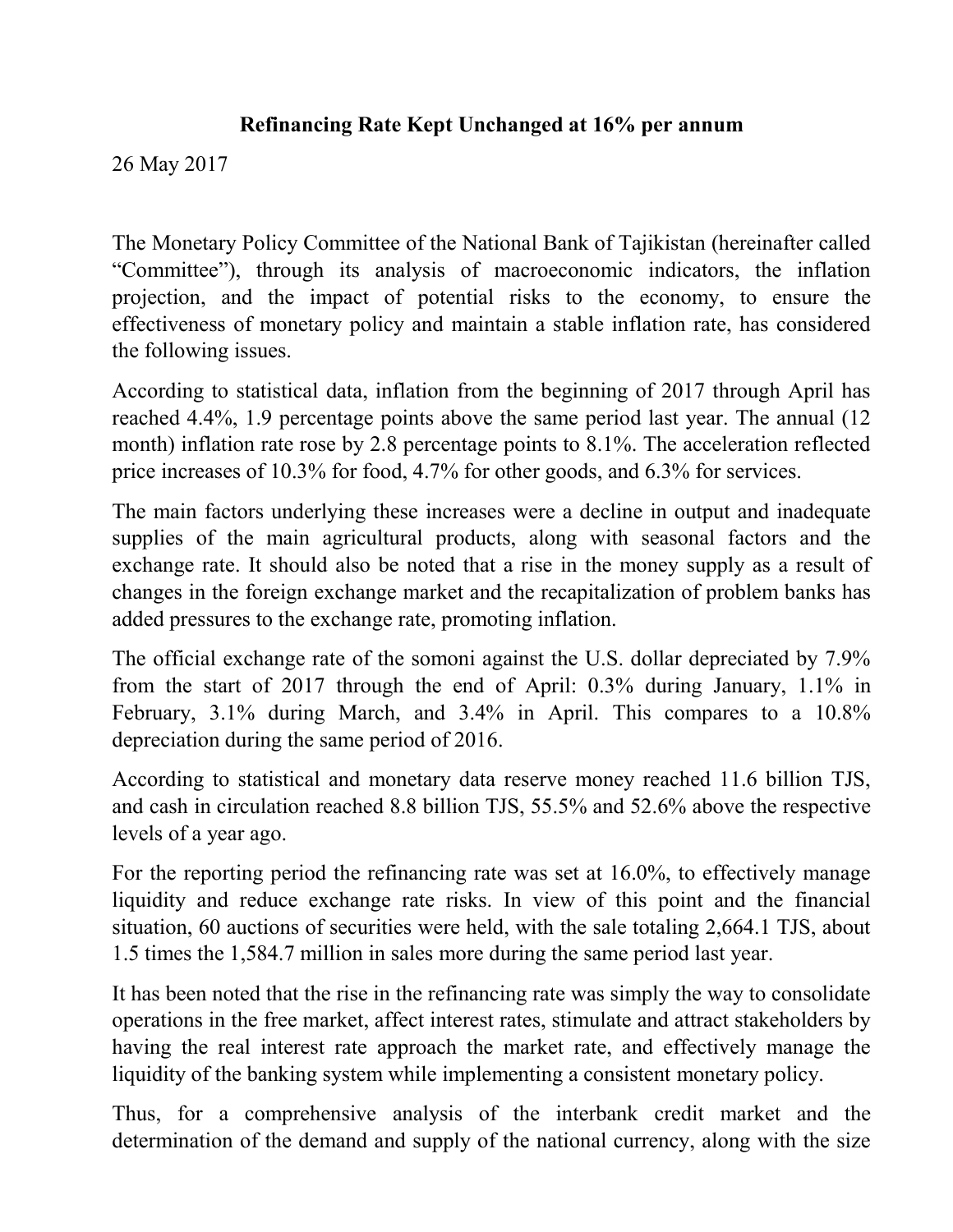**Refinancing Rate Kept Unchanged at 16% per annum**

26 May 2017

The Monetary Policy Committee of the National Bank of Tajikistan (hereinafter called "Committee"), through its analysis of macroeconomic indicators, the inflation projection, and the impact of potential risks to the economy, to ensure the effectiveness of monetary policy and maintain a stable inflation rate, has considered the following issues.

According to statistical data, inflation from the beginning of 2017 through April has reached 4.4%, 1.9 percentage points above the same period last year. The annual (12 month) inflation rate rose by 2.8 percentage points to 8.1%. The acceleration reflected price increases of 10.3% for food, 4.7% for other goods, and 6.3% for services.

The main factors underlying these increases were a decline in output and inadequate supplies of the main agricultural products, along with seasonal factors and the exchange rate. It should also be noted that a rise in the money supply as a result of changes in the foreign exchange market and the recapitalization of problem banks has added pressures to the exchange rate, promoting inflation.

The official exchange rate of the somoni against the U.S. dollar depreciated by 7.9% from the start of 2017 through the end of April: 0.3% during January, 1.1% in February, 3.1% during March, and 3.4% in April. This compares to a 10.8% depreciation during the same period of 2016.

According to statistical and monetary data reserve money reached 11.6 billion TJS, and cash in circulation reached 8.8 billion TJS, 55.5% and 52.6% above the respective levels of a year ago.

For the reporting period the refinancing rate was set at 16.0%, to effectively manage liquidity and reduce exchange rate risks. In view of this point and the financial situation, 60 auctions of securities were held, with the sale totaling 2,664.1 TJS, about 1.5 times the 1,584.7 million in sales more during the same period last year.

It has been noted that the rise in the refinancing rate was simply the way to consolidate operations in the free market, affect interest rates, stimulate and attract stakeholders by having the real interest rate approach the market rate, and effectively manage the liquidity of the banking system while implementing a consistent monetary policy.

Thus, for a comprehensive analysis of the interbank credit market and the determination of the demand and supply of the national currency, along with the size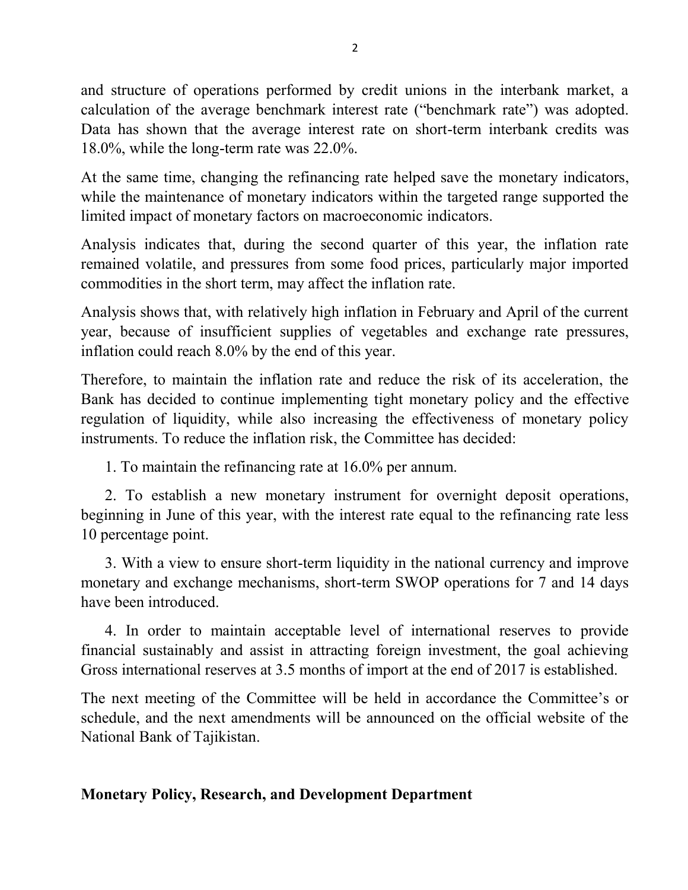and structure of operations performed by credit unions in the interbank market, a calculation of the average benchmark interest rate ("benchmark rate") was adopted. Data has shown that the average interest rate on short-term interbank credits was 18.0%, while the long-term rate was 22.0%.

At the same time, changing the refinancing rate helped save the monetary indicators, while the maintenance of monetary indicators within the targeted range supported the limited impact of monetary factors on macroeconomic indicators.

Analysis indicates that, during the second quarter of this year, the inflation rate remained volatile, and pressures from some food prices, particularly major imported commodities in the short term, may affect the inflation rate.

Analysis shows that, with relatively high inflation in February and April of the current year, because of insufficient supplies of vegetables and exchange rate pressures, inflation could reach 8.0% by the end of this year.

Therefore, to maintain the inflation rate and reduce the risk of its acceleration, the Bank has decided to continue implementing tight monetary policy and the effective regulation of liquidity, while also increasing the effectiveness of monetary policy instruments. To reduce the inflation risk, the Committee has decided:

1. To maintain the refinancing rate at 16.0% per annum.

2. To establish a new monetary instrument for overnight deposit operations, beginning in June of this year, with the interest rate equal to the refinancing rate less 10 percentage point.

3. With a view to ensure short-term liquidity in the national currency and improve monetary and exchange mechanisms, short-term SWOP operations for 7 and 14 days have been introduced.

4. In order to maintain acceptable level of international reserves to provide financial sustainably and assist in attracting foreign investment, the goal achieving Gross international reserves at 3.5 months of import at the end of 2017 is established.

The next meeting of the Committee will be held in accordance the Committee's or schedule, and the next amendments will be announced on the official website of the National Bank of Tajikistan.

**Monetary Policy, Research, and Development Department**